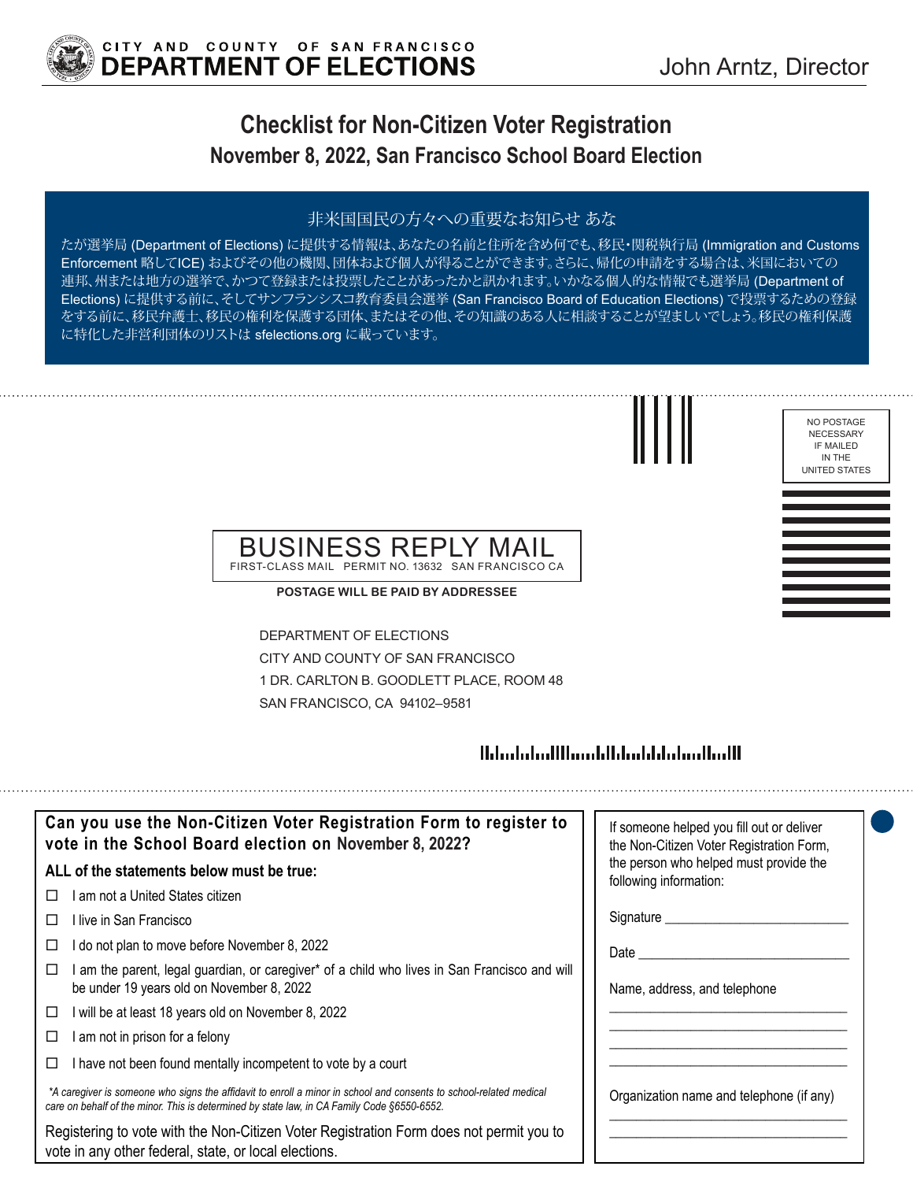**CITY AND COUNTY OF SAN FRANCISCO**
**DEPARTMENT OF ELECTIONS**

John Arntz, Director

# Checklist for Non-Citizen Voter Registration

## November 8, 2022, San Francisco School Board Election

非米国国民の方々への重要なお知らせ あな

たが選挙局 (Department of Elections) に提供する情報は、あなたの名前と住所を含め何でも、移民・関税執行局 (Immigration and Customs Enforcement 略してICE) およびその他の機関、団体および個人が得ることができます。さらに、帰化の申請をする場合は、米国においての連邦、州または地方の選挙で、かつて登録または投票したことがあったかと訊かれます。いかなる個人的な情報でも選挙局 (Department of Elections) に提供する前に、そしてサンフランシスコ教育委員会選挙 (San Francisco Board of Education Elections) で投票するための登録をする前に、移民弁護士、移民の権利を保護する団体、またはその他、その知識のある人に相談することが望ましいでしょう。移民の権利保護に特化した非営利団体のリストは sfelections.org に載っています。

NO POSTAGE NECESSARY IF MAILED IN THE UNITED STATES

BUSINESS REPLY MAIL
FIRST-CLASS MAIL PERMIT NO. 13632 SAN FRANCISCO CA

**POSTAGE WILL BE PAID BY ADDRESSEE**

DEPARTMENT OF ELECTIONS
CITY AND COUNTY OF SAN FRANCISCO
1 DR. CARLTON B. GOODLETT PLACE, ROOM 48
SAN FRANCISCO, CA 94102–9581

### Can you use the Non-Citizen Voter Registration Form to register to vote in the School Board election on November 8, 2022?

**ALL of the statements below must be true:**

- ☐ I am not a United States citizen
- ☐ I live in San Francisco
- ☐ I do not plan to move before November 8, 2022
- ☐ I am the parent, legal guardian, or caregiver* of a child who lives in San Francisco and will be under 19 years old on November 8, 2022
- ☐ I will be at least 18 years old on November 8, 2022
- ☐ I am not in prison for a felony
- ☐ I have not been found mentally incompetent to vote by a court

*\*A caregiver is someone who signs the affidavit to enroll a minor in school and consents to school-related medical care on behalf of the minor. This is determined by state law, in CA Family Code §6550-6552.*

Registering to vote with the Non-Citizen Voter Registration Form does not permit you to vote in any other federal, state, or local elections.

If someone helped you fill out or deliver the Non-Citizen Voter Registration Form, the person who helped must provide the following information:

Signature ___________________________

Date ___________________________

Name, address, and telephone

___________________________

___________________________

___________________________

___________________________

Organization name and telephone (if any)

___________________________

___________________________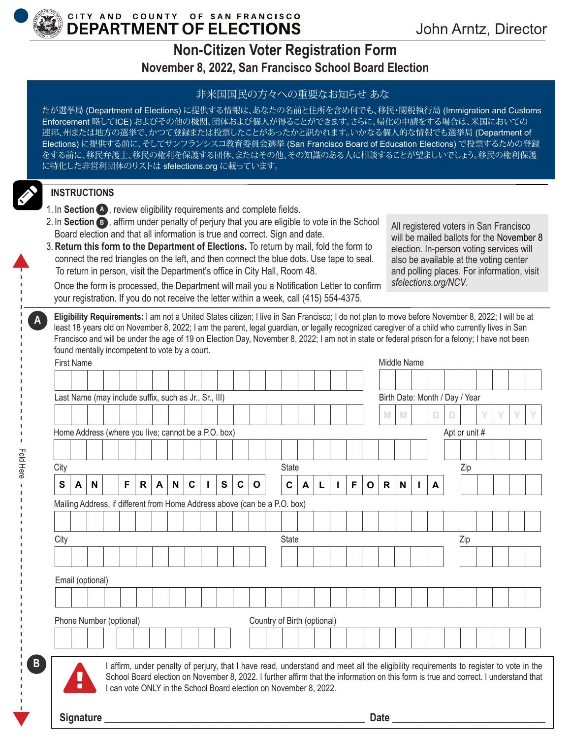CITY AND COUNTY OF SAN FRANCISCO
# DEPARTMENT OF ELECTIONS

John Arntz, Director

## Non-Citizen Voter Registration Form
### November 8, 2022, San Francisco School Board Election

非米国国民の方々への重要なお知らせ あな

たが選挙局 (Department of Elections) に提供する情報は、あなたの名前と住所を含め何でも、移民・関税執行局 (Immigration and Customs Enforcement 略してICE) およびその他の機関、団体および個人が得ることができます。さらに、帰化の申請をする場合は、米国においての連邦、州または地方の選挙で、かつて登録または投票したことがあったかと訊かれます。いかなる個人的な情報でも選挙局 (Department of Elections) に提供する前に、そしてサンフランシスコ教育委員会選挙 (San Francisco Board of Education Elections) で投票するための登録をする前に、移民弁護士、移民の権利を保護する団体、またはその他、その知識のある人に相談することが望ましいでしょう。移民の権利保護に特化した非営利団体のリストは sfelections.org に載っています。

### INSTRUCTIONS

1. In **Section A**, review eligibility requirements and complete fields.
2. In **Section B**, affirm under penalty of perjury that you are eligible to vote in the School Board election and that all information is true and correct. Sign and date.
3. **Return this form to the Department of Elections.** To return by mail, fold the form to connect the red triangles on the left, and then connect the blue dots. Use tape to seal. To return in person, visit the Department's office in City Hall, Room 48.

Once the form is processed, the Department will mail you a Notification Letter to confirm your registration. If you do not receive the letter within a week, call (415) 554-4375.

All registered voters in San Francisco will be mailed ballots for the November 8 election. In-person voting services will also be available at the voting center and polling places. For information, visit *sfelections.org/NCV*.

Fold Here

**A**

**Eligibility Requirements:** I am not a United States citizen; I live in San Francisco; I do not plan to move before November 8, 2022; I will be at least 18 years old on November 8, 2022; I am the parent, legal guardian, or legally recognized caregiver of a child who currently lives in San Francisco and will be under the age of 19 on Election Day, November 8, 2022; I am not in state or federal prison for a felony; I have not been found mentally incompetent to vote by a court.

First Name ______________________ Middle Name ______________________

Last Name (may include suffix, such as Jr., Sr., III) ______________________ Birth Date: Month / Day / Year M M / D D / Y Y Y Y

Home Address (where you live; cannot be a P.O. box) ______________________ Apt or unit # ________

City: S A N F R A N C I S C O State: C A L I F O R N I A Zip ________

Mailing Address, if different from Home Address above (can be a P.O. box) ______________________

City ______________________ State ______________________ Zip ________

Email (optional) ______________________

Phone Number (optional) ______________________ Country of Birth (optional) ______________________

**B**

I affirm, under penalty of perjury, that I have read, understand and meet all the eligibility requirements to register to vote in the School Board election on November 8, 2022. I further affirm that the information on this form is true and correct. I understand that I can vote ONLY in the School Board election on November 8, 2022.

**Signature** ______________________ **Date** ______________________